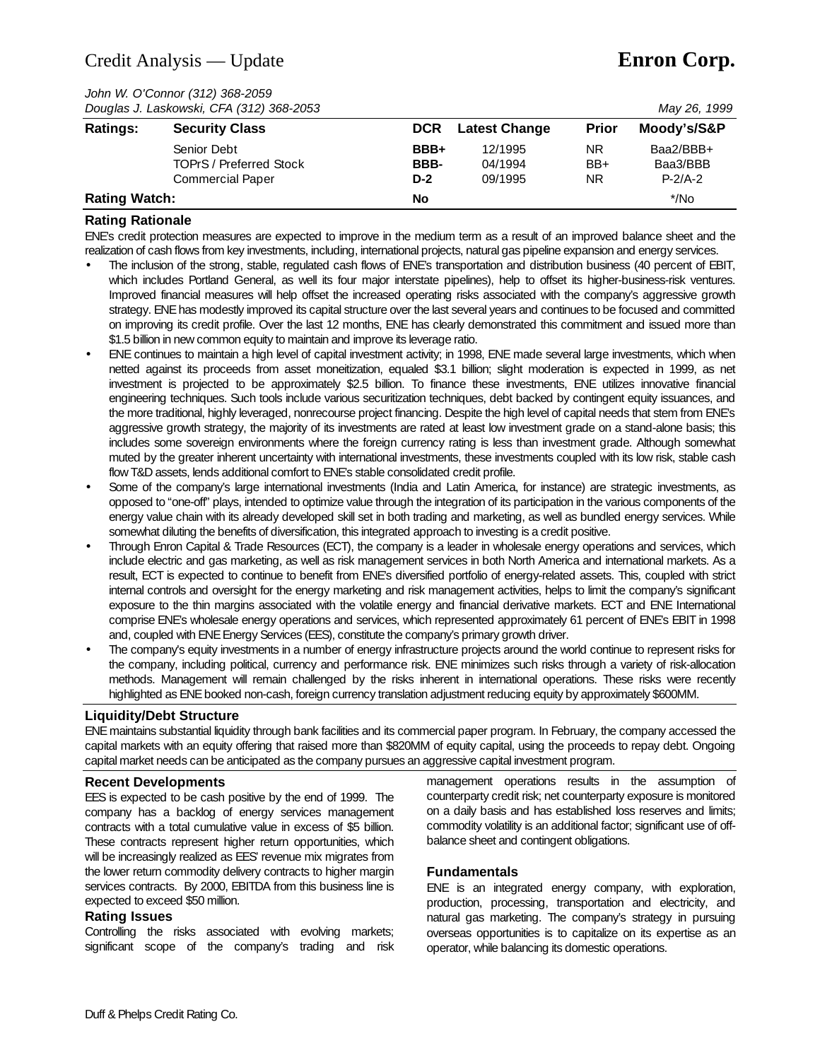# Credit Analysis — Update

# Enron Corp.

*John W. O'Connor (312) 368-2059*
*Douglas J. Laskowski, CFA (312) 368-2053*

*May 26, 1999*

| Ratings: | Security Class | DCR | Latest Change | Prior | Moody's/S&P |
|---|---|---|---|---|---|
| | Senior Debt | **BBB+** | 12/1995 | NR | Baa2/BBB+ |
| | TOPrS / Preferred Stock | **BBB-** | 04/1994 | BB+ | Baa3/BBB |
| | Commercial Paper | **D-2** | 09/1995 | NR | P-2/A-2 |
| **Rating Watch:** | | **No** | | | */No |

## Rating Rationale

ENE's credit protection measures are expected to improve in the medium term as a result of an improved balance sheet and the realization of cash flows from key investments, including, international projects, natural gas pipeline expansion and energy services.

- The inclusion of the strong, stable, regulated cash flows of ENE's transportation and distribution business (40 percent of EBIT, which includes Portland General, as well its four major interstate pipelines), help to offset its higher-business-risk ventures. Improved financial measures will help offset the increased operating risks associated with the company's aggressive growth strategy. ENE has modestly improved its capital structure over the last several years and continues to be focused and committed on improving its credit profile. Over the last 12 months, ENE has clearly demonstrated this commitment and issued more than $1.5 billion in new common equity to maintain and improve its leverage ratio.
- ENE continues to maintain a high level of capital investment activity; in 1998, ENE made several large investments, which when netted against its proceeds from asset moneitization, equaled $3.1 billion; slight moderation is expected in 1999, as net investment is projected to be approximately $2.5 billion. To finance these investments, ENE utilizes innovative financial engineering techniques. Such tools include various securitization techniques, debt backed by contingent equity issuances, and the more traditional, highly leveraged, nonrecourse project financing. Despite the high level of capital needs that stem from ENE's aggressive growth strategy, the majority of its investments are rated at least low investment grade on a stand-alone basis; this includes some sovereign environments where the foreign currency rating is less than investment grade. Although somewhat muted by the greater inherent uncertainty with international investments, these investments coupled with its low risk, stable cash flow T&D assets, lends additional comfort to ENE's stable consolidated credit profile.
- Some of the company's large international investments (India and Latin America, for instance) are strategic investments, as opposed to "one-off" plays, intended to optimize value through the integration of its participation in the various components of the energy value chain with its already developed skill set in both trading and marketing, as well as bundled energy services. While somewhat diluting the benefits of diversification, this integrated approach to investing is a credit positive.
- Through Enron Capital & Trade Resources (ECT), the company is a leader in wholesale energy operations and services, which include electric and gas marketing, as well as risk management services in both North America and international markets. As a result, ECT is expected to continue to benefit from ENE's diversified portfolio of energy-related assets. This, coupled with strict internal controls and oversight for the energy marketing and risk management activities, helps to limit the company's significant exposure to the thin margins associated with the volatile energy and financial derivative markets. ECT and ENE International comprise ENE's wholesale energy operations and services, which represented approximately 61 percent of ENE's EBIT in 1998 and, coupled with ENE Energy Services (EES), constitute the company's primary growth driver.
- The company's equity investments in a number of energy infrastructure projects around the world continue to represent risks for the company, including political, currency and performance risk. ENE minimizes such risks through a variety of risk-allocation methods. Management will remain challenged by the risks inherent in international operations. These risks were recently highlighted as ENE booked non-cash, foreign currency translation adjustment reducing equity by approximately $600MM.

## Liquidity/Debt Structure

ENE maintains substantial liquidity through bank facilities and its commercial paper program. In February, the company accessed the capital markets with an equity offering that raised more than $820MM of equity capital, using the proceeds to repay debt. Ongoing capital market needs can be anticipated as the company pursues an aggressive capital investment program.

## Recent Developments

EES is expected to be cash positive by the end of 1999. The company has a backlog of energy services management contracts with a total cumulative value in excess of $5 billion. These contracts represent higher return opportunities, which will be increasingly realized as EES' revenue mix migrates from the lower return commodity delivery contracts to higher margin services contracts. By 2000, EBITDA from this business line is expected to exceed $50 million.

## Rating Issues

Controlling the risks associated with evolving markets; significant scope of the company's trading and risk management operations results in the assumption of counterparty credit risk; net counterparty exposure is monitored on a daily basis and has established loss reserves and limits; commodity volatility is an additional factor; significant use of off-balance sheet and contingent obligations.

## Fundamentals

ENE is an integrated energy company, with exploration, production, processing, transportation and electricity, and natural gas marketing. The company's strategy in pursuing overseas opportunities is to capitalize on its expertise as an operator, while balancing its domestic operations.

Duff & Phelps Credit Rating Co.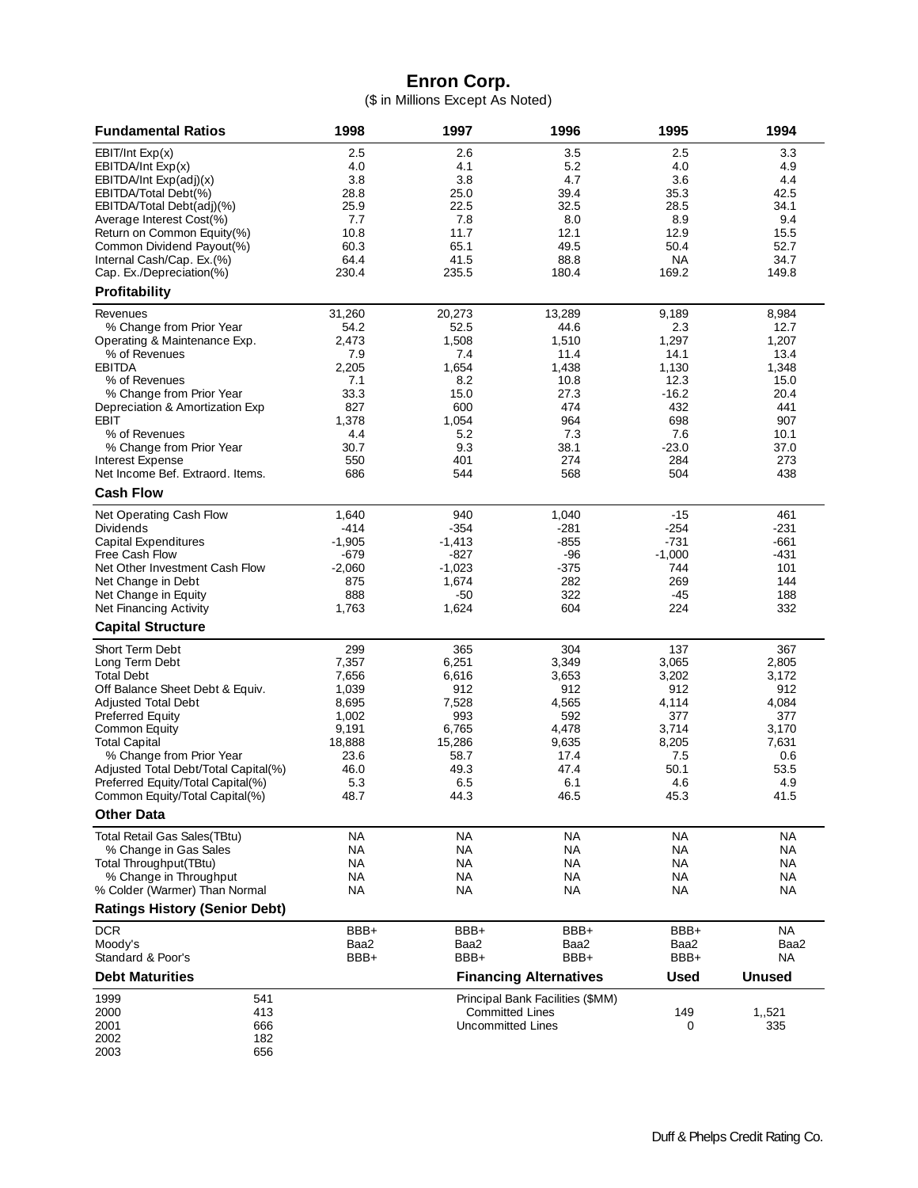# Enron Corp.

($ in Millions Except As Noted)

| Fundamental Ratios | 1998 | 1997 | 1996 | 1995 | 1994 |
|---|---|---|---|---|---|
| EBIT/Int Exp(x) | 2.5 | 2.6 | 3.5 | 2.5 | 3.3 |
| EBITDA/Int Exp(x) | 4.0 | 4.1 | 5.2 | 4.0 | 4.9 |
| EBITDA/Int Exp(adj)(x) | 3.8 | 3.8 | 4.7 | 3.6 | 4.4 |
| EBITDA/Total Debt(%) | 28.8 | 25.0 | 39.4 | 35.3 | 42.5 |
| EBITDA/Total Debt(adj)(%) | 25.9 | 22.5 | 32.5 | 28.5 | 34.1 |
| Average Interest Cost(%) | 7.7 | 7.8 | 8.0 | 8.9 | 9.4 |
| Return on Common Equity(%) | 10.8 | 11.7 | 12.1 | 12.9 | 15.5 |
| Common Dividend Payout(%) | 60.3 | 65.1 | 49.5 | 50.4 | 52.7 |
| Internal Cash/Cap. Ex.(%) | 64.4 | 41.5 | 88.8 | NA | 34.7 |
| Cap. Ex./Depreciation(%) | 230.4 | 235.5 | 180.4 | 169.2 | 149.8 |
| **Profitability** | | | | | |
| Revenues | 31,260 | 20,273 | 13,289 | 9,189 | 8,984 |
| % Change from Prior Year | 54.2 | 52.5 | 44.6 | 2.3 | 12.7 |
| Operating & Maintenance Exp. | 2,473 | 1,508 | 1,510 | 1,297 | 1,207 |
| % of Revenues | 7.9 | 7.4 | 11.4 | 14.1 | 13.4 |
| EBITDA | 2,205 | 1,654 | 1,438 | 1,130 | 1,348 |
| % of Revenues | 7.1 | 8.2 | 10.8 | 12.3 | 15.0 |
| % Change from Prior Year | 33.3 | 15.0 | 27.3 | -16.2 | 20.4 |
| Depreciation & Amortization Exp | 827 | 600 | 474 | 432 | 441 |
| EBIT | 1,378 | 1,054 | 964 | 698 | 907 |
| % of Revenues | 4.4 | 5.2 | 7.3 | 7.6 | 10.1 |
| % Change from Prior Year | 30.7 | 9.3 | 38.1 | -23.0 | 37.0 |
| Interest Expense | 550 | 401 | 274 | 284 | 273 |
| Net Income Bef. Extraord. Items. | 686 | 544 | 568 | 504 | 438 |
| **Cash Flow** | | | | | |
| Net Operating Cash Flow | 1,640 | 940 | 1,040 | -15 | 461 |
| Dividends | -414 | -354 | -281 | -254 | -231 |
| Capital Expenditures | -1,905 | -1,413 | -855 | -731 | -661 |
| Free Cash Flow | -679 | -827 | -96 | -1,000 | -431 |
| Net Other Investment Cash Flow | -2,060 | -1,023 | -375 | 744 | 101 |
| Net Change in Debt | 875 | 1,674 | 282 | 269 | 144 |
| Net Change in Equity | 888 | -50 | 322 | -45 | 188 |
| Net Financing Activity | 1,763 | 1,624 | 604 | 224 | 332 |
| **Capital Structure** | | | | | |
| Short Term Debt | 299 | 365 | 304 | 137 | 367 |
| Long Term Debt | 7,357 | 6,251 | 3,349 | 3,065 | 2,805 |
| Total Debt | 7,656 | 6,616 | 3,653 | 3,202 | 3,172 |
| Off Balance Sheet Debt & Equiv. | 1,039 | 912 | 912 | 912 | 912 |
| Adjusted Total Debt | 8,695 | 7,528 | 4,565 | 4,114 | 4,084 |
| Preferred Equity | 1,002 | 993 | 592 | 377 | 377 |
| Common Equity | 9,191 | 6,765 | 4,478 | 3,714 | 3,170 |
| Total Capital | 18,888 | 15,286 | 9,635 | 8,205 | 7,631 |
| % Change from Prior Year | 23.6 | 58.7 | 17.4 | 7.5 | 0.6 |
| Adjusted Total Debt/Total Capital(%) | 46.0 | 49.3 | 47.4 | 50.1 | 53.5 |
| Preferred Equity/Total Capital(%) | 5.3 | 6.5 | 6.1 | 4.6 | 4.9 |
| Common Equity/Total Capital(%) | 48.7 | 44.3 | 46.5 | 45.3 | 41.5 |
| **Other Data** | | | | | |
| Total Retail Gas Sales(TBtu) | NA | NA | NA | NA | NA |
| % Change in Gas Sales | NA | NA | NA | NA | NA |
| Total Throughput(TBtu) | NA | NA | NA | NA | NA |
| % Change in Throughput | NA | NA | NA | NA | NA |
| % Colder (Warmer) Than Normal | NA | NA | NA | NA | NA |
| **Ratings History (Senior Debt)** | | | | | |
| DCR | BBB+ | BBB+ | BBB+ | BBB+ | NA |
| Moody's | Baa2 | Baa2 | Baa2 | Baa2 | Baa2 |
| Standard & Poor's | BBB+ | BBB+ | BBB+ | BBB+ | NA |

| Debt Maturities | |
|---|---|
| 1999 | 541 |
| 2000 | 413 |
| 2001 | 666 |
| 2002 | 182 |
| 2003 | 656 |

| Financing Alternatives | Used | Unused |
|---|---|---|
| Principal Bank Facilities ($MM) | | |
| Committed Lines | 149 | 1,,521 |
| Uncommitted Lines | 0 | 335 |

Duff & Phelps Credit Rating Co.